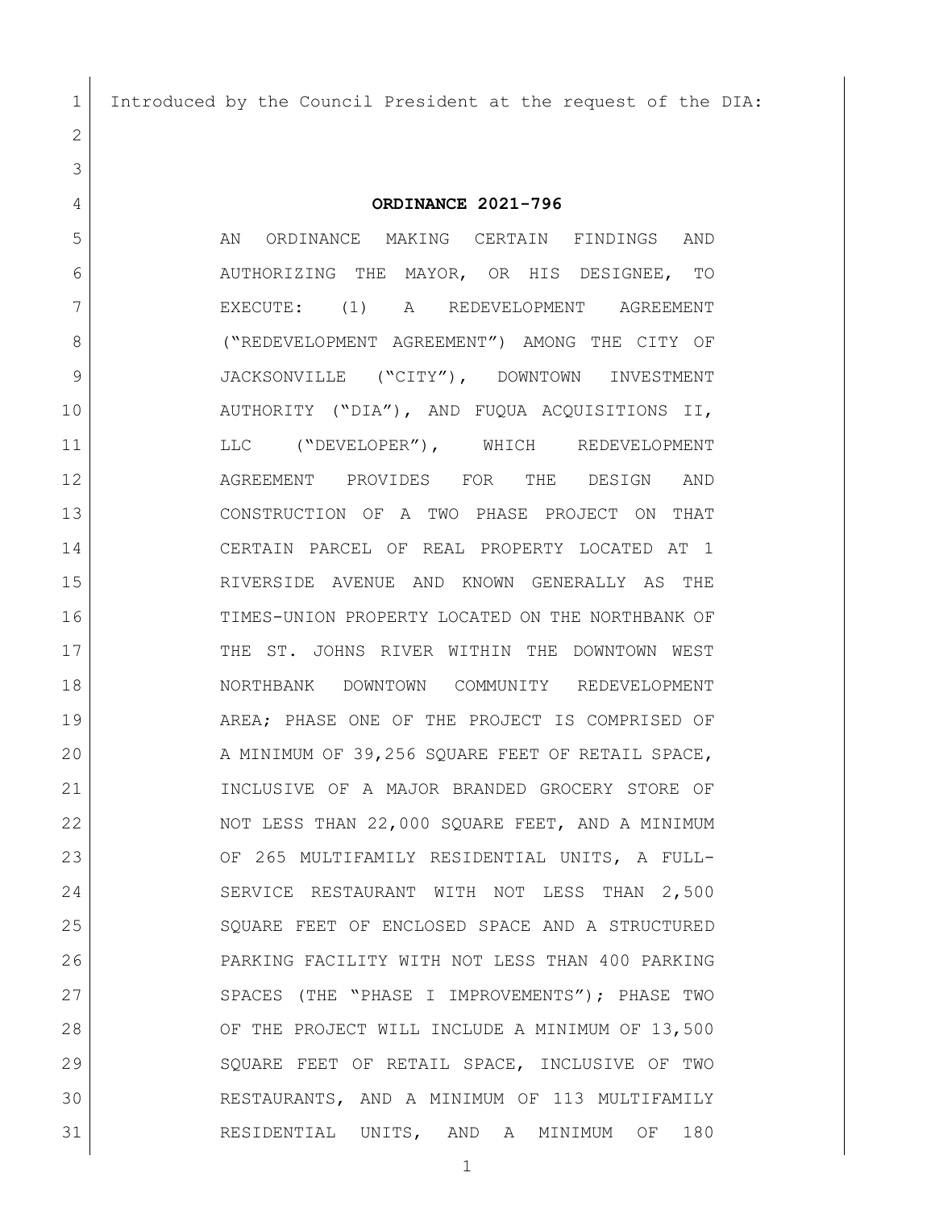Introduced by the Council President at the request of the DIA:

**ORDINANCE 2021-796**

AN ORDINANCE MAKING CERTAIN FINDINGS AND AUTHORIZING THE MAYOR, OR HIS DESIGNEE, TO EXECUTE: (1) A REDEVELOPMENT AGREEMENT ("REDEVELOPMENT AGREEMENT") AMONG THE CITY OF JACKSONVILLE ("CITY"), DOWNTOWN INVESTMENT AUTHORITY ("DIA"), AND FUQUA ACQUISITIONS II, LLC ("DEVELOPER"), WHICH REDEVELOPMENT AGREEMENT PROVIDES FOR THE DESIGN AND CONSTRUCTION OF A TWO PHASE PROJECT ON THAT CERTAIN PARCEL OF REAL PROPERTY LOCATED AT 1 RIVERSIDE AVENUE AND KNOWN GENERALLY AS THE TIMES-UNION PROPERTY LOCATED ON THE NORTHBANK OF THE ST. JOHNS RIVER WITHIN THE DOWNTOWN WEST NORTHBANK DOWNTOWN COMMUNITY REDEVELOPMENT AREA; PHASE ONE OF THE PROJECT IS COMPRISED OF A MINIMUM OF 39,256 SQUARE FEET OF RETAIL SPACE, INCLUSIVE OF A MAJOR BRANDED GROCERY STORE OF NOT LESS THAN 22,000 SQUARE FEET, AND A MINIMUM OF 265 MULTIFAMILY RESIDENTIAL UNITS, A FULL-SERVICE RESTAURANT WITH NOT LESS THAN 2,500 SQUARE FEET OF ENCLOSED SPACE AND A STRUCTURED PARKING FACILITY WITH NOT LESS THAN 400 PARKING SPACES (THE "PHASE I IMPROVEMENTS"); PHASE TWO OF THE PROJECT WILL INCLUDE A MINIMUM OF 13,500 SQUARE FEET OF RETAIL SPACE, INCLUSIVE OF TWO RESTAURANTS, AND A MINIMUM OF 113 MULTIFAMILY RESIDENTIAL UNITS, AND A MINIMUM OF 180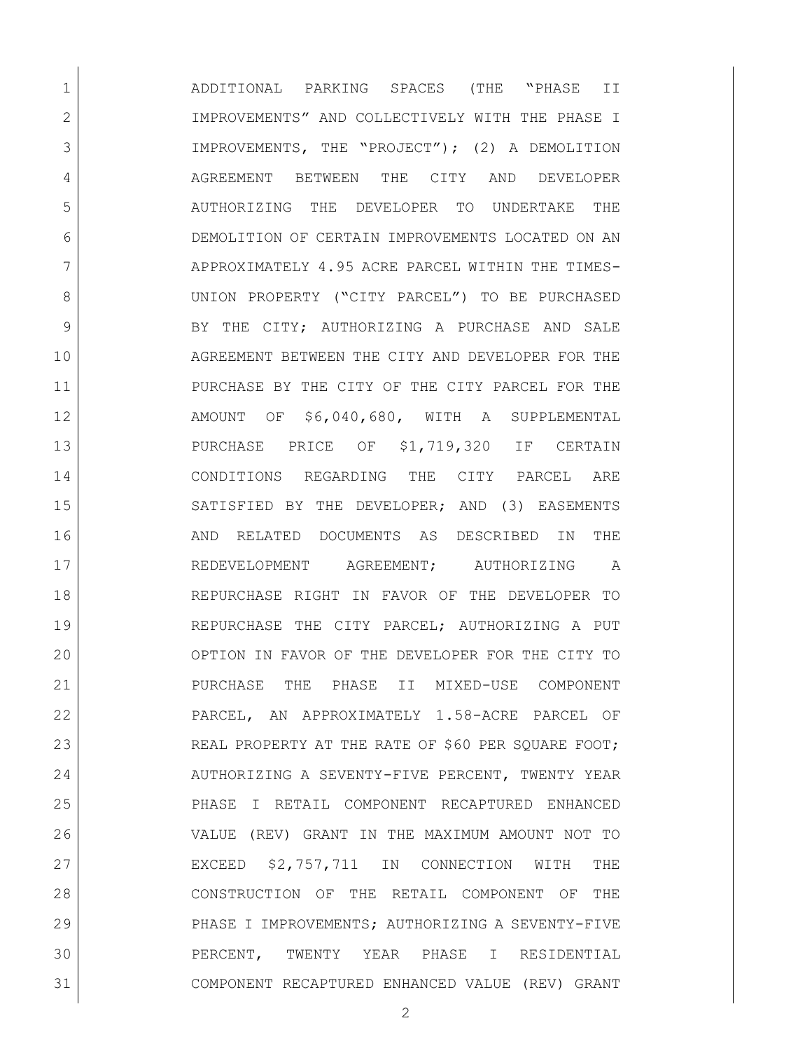ADDITIONAL PARKING SPACES (THE "PHASE II IMPROVEMENTS" AND COLLECTIVELY WITH THE PHASE I IMPROVEMENTS, THE "PROJECT"); (2) A DEMOLITION AGREEMENT BETWEEN THE CITY AND DEVELOPER AUTHORIZING THE DEVELOPER TO UNDERTAKE THE DEMOLITION OF CERTAIN IMPROVEMENTS LOCATED ON AN APPROXIMATELY 4.95 ACRE PARCEL WITHIN THE TIMES-UNION PROPERTY ("CITY PARCEL") TO BE PURCHASED BY THE CITY; AUTHORIZING A PURCHASE AND SALE AGREEMENT BETWEEN THE CITY AND DEVELOPER FOR THE PURCHASE BY THE CITY OF THE CITY PARCEL FOR THE AMOUNT OF $6,040,680, WITH A SUPPLEMENTAL PURCHASE PRICE OF $1,719,320 IF CERTAIN CONDITIONS REGARDING THE CITY PARCEL ARE SATISFIED BY THE DEVELOPER; AND (3) EASEMENTS AND RELATED DOCUMENTS AS DESCRIBED IN THE REDEVELOPMENT AGREEMENT; AUTHORIZING A REPURCHASE RIGHT IN FAVOR OF THE DEVELOPER TO REPURCHASE THE CITY PARCEL; AUTHORIZING A PUT OPTION IN FAVOR OF THE DEVELOPER FOR THE CITY TO PURCHASE THE PHASE II MIXED-USE COMPONENT PARCEL, AN APPROXIMATELY 1.58-ACRE PARCEL OF REAL PROPERTY AT THE RATE OF $60 PER SQUARE FOOT; AUTHORIZING A SEVENTY-FIVE PERCENT, TWENTY YEAR PHASE I RETAIL COMPONENT RECAPTURED ENHANCED VALUE (REV) GRANT IN THE MAXIMUM AMOUNT NOT TO EXCEED $2,757,711 IN CONNECTION WITH THE CONSTRUCTION OF THE RETAIL COMPONENT OF THE PHASE I IMPROVEMENTS; AUTHORIZING A SEVENTY-FIVE PERCENT, TWENTY YEAR PHASE I RESIDENTIAL COMPONENT RECAPTURED ENHANCED VALUE (REV) GRANT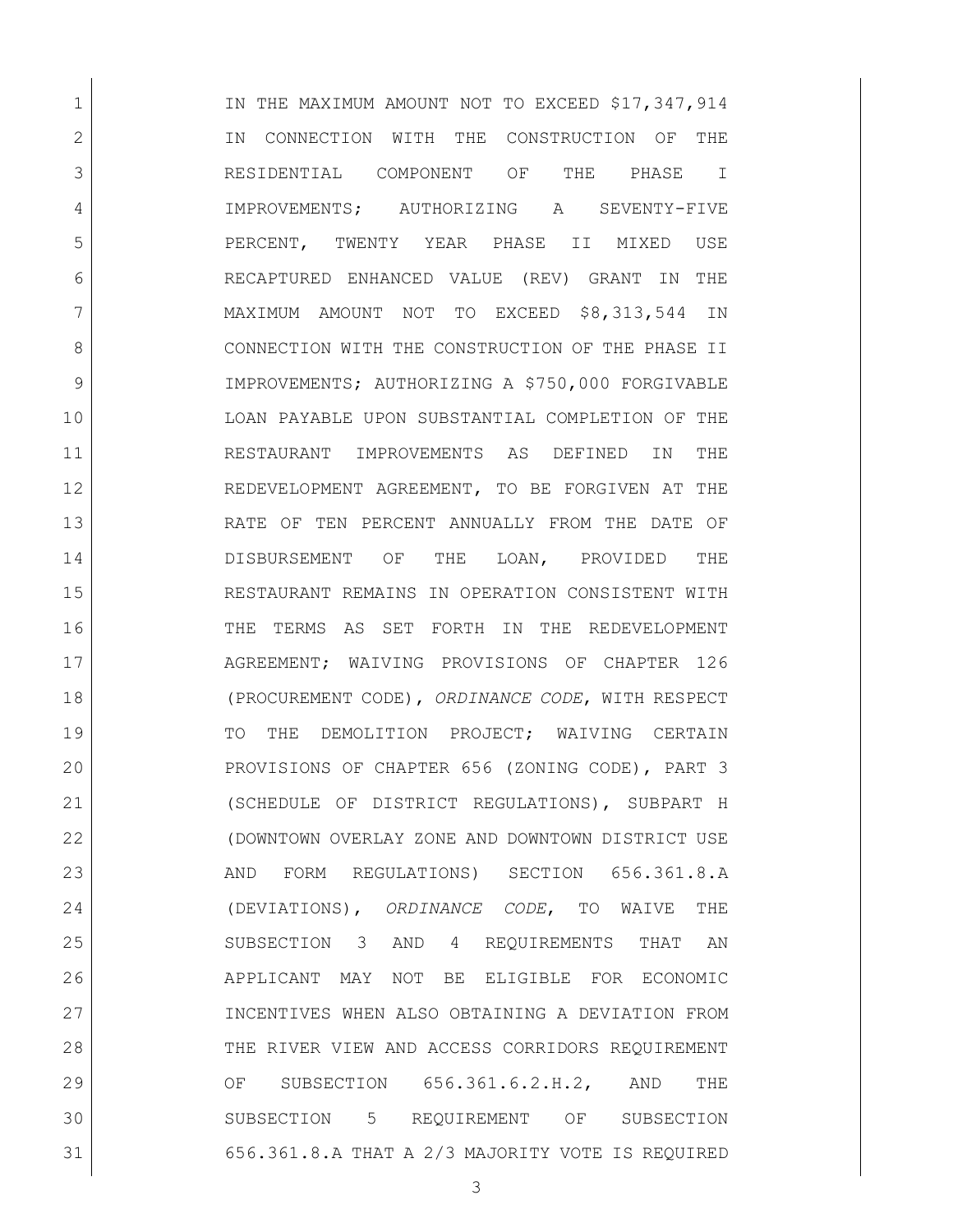IN THE MAXIMUM AMOUNT NOT TO EXCEED $17,347,914 IN CONNECTION WITH THE CONSTRUCTION OF THE RESIDENTIAL COMPONENT OF THE PHASE I IMPROVEMENTS; AUTHORIZING A SEVENTY-FIVE PERCENT, TWENTY YEAR PHASE II MIXED USE RECAPTURED ENHANCED VALUE (REV) GRANT IN THE MAXIMUM AMOUNT NOT TO EXCEED $8,313,544 IN CONNECTION WITH THE CONSTRUCTION OF THE PHASE II IMPROVEMENTS; AUTHORIZING A $750,000 FORGIVABLE LOAN PAYABLE UPON SUBSTANTIAL COMPLETION OF THE RESTAURANT IMPROVEMENTS AS DEFINED IN THE REDEVELOPMENT AGREEMENT, TO BE FORGIVEN AT THE RATE OF TEN PERCENT ANNUALLY FROM THE DATE OF DISBURSEMENT OF THE LOAN, PROVIDED THE RESTAURANT REMAINS IN OPERATION CONSISTENT WITH THE TERMS AS SET FORTH IN THE REDEVELOPMENT AGREEMENT; WAIVING PROVISIONS OF CHAPTER 126 (PROCUREMENT CODE), *ORDINANCE CODE*, WITH RESPECT TO THE DEMOLITION PROJECT; WAIVING CERTAIN PROVISIONS OF CHAPTER 656 (ZONING CODE), PART 3 (SCHEDULE OF DISTRICT REGULATIONS), SUBPART H (DOWNTOWN OVERLAY ZONE AND DOWNTOWN DISTRICT USE AND FORM REGULATIONS) SECTION 656.361.8.A (DEVIATIONS), *ORDINANCE CODE*, TO WAIVE THE SUBSECTION 3 AND 4 REQUIREMENTS THAT AN APPLICANT MAY NOT BE ELIGIBLE FOR ECONOMIC INCENTIVES WHEN ALSO OBTAINING A DEVIATION FROM THE RIVER VIEW AND ACCESS CORRIDORS REQUIREMENT OF SUBSECTION 656.361.6.2.H.2, AND THE SUBSECTION 5 REQUIREMENT OF SUBSECTION 656.361.8.A THAT A 2/3 MAJORITY VOTE IS REQUIRED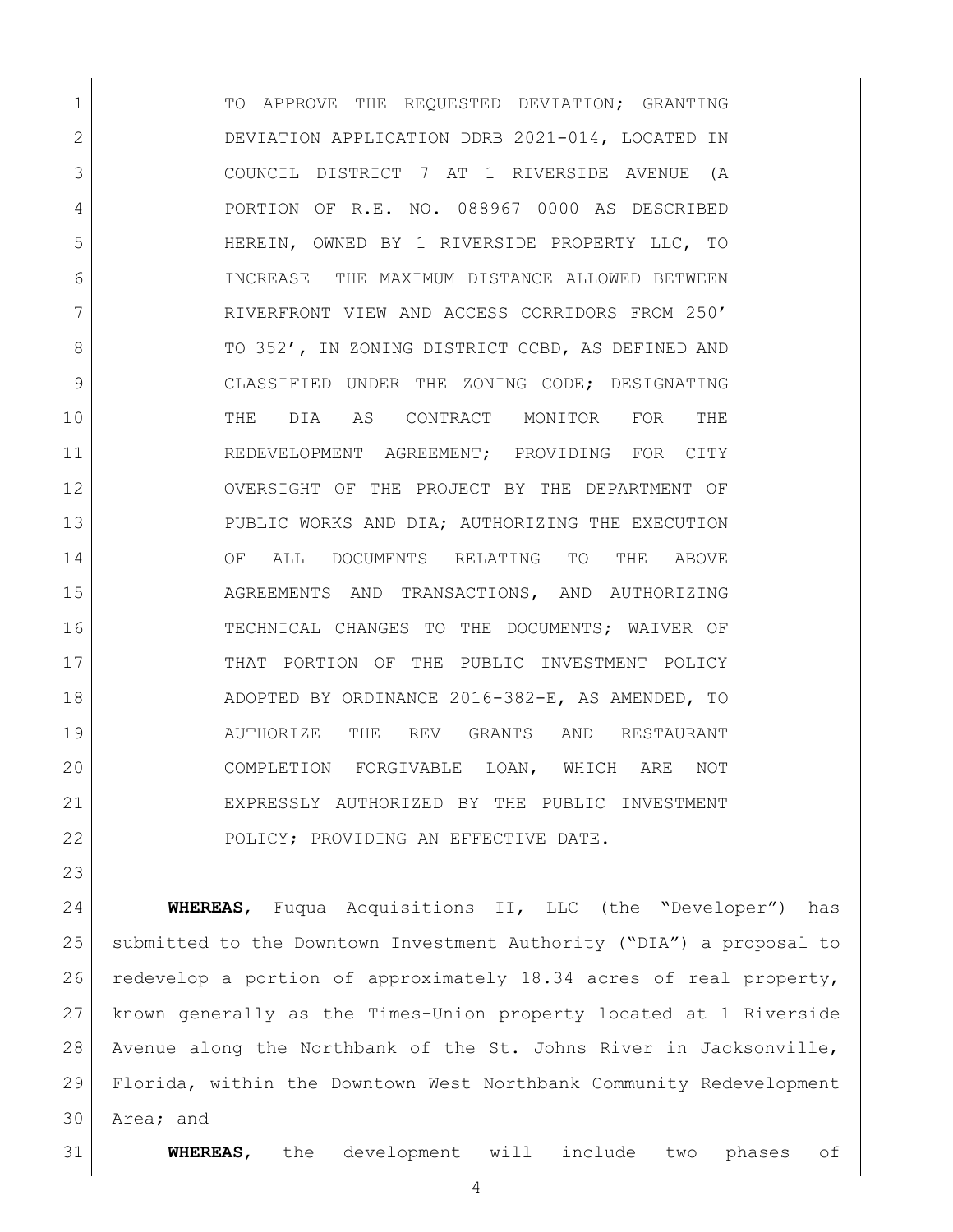TO APPROVE THE REQUESTED DEVIATION; GRANTING DEVIATION APPLICATION DDRB 2021-014, LOCATED IN COUNCIL DISTRICT 7 AT 1 RIVERSIDE AVENUE (A PORTION OF R.E. NO. 088967 0000 AS DESCRIBED HEREIN, OWNED BY 1 RIVERSIDE PROPERTY LLC, TO INCREASE THE MAXIMUM DISTANCE ALLOWED BETWEEN RIVERFRONT VIEW AND ACCESS CORRIDORS FROM 250' TO 352', IN ZONING DISTRICT CCBD, AS DEFINED AND CLASSIFIED UNDER THE ZONING CODE; DESIGNATING THE DIA AS CONTRACT MONITOR FOR THE REDEVELOPMENT AGREEMENT; PROVIDING FOR CITY OVERSIGHT OF THE PROJECT BY THE DEPARTMENT OF PUBLIC WORKS AND DIA; AUTHORIZING THE EXECUTION OF ALL DOCUMENTS RELATING TO THE ABOVE AGREEMENTS AND TRANSACTIONS, AND AUTHORIZING TECHNICAL CHANGES TO THE DOCUMENTS; WAIVER OF THAT PORTION OF THE PUBLIC INVESTMENT POLICY ADOPTED BY ORDINANCE 2016-382-E, AS AMENDED, TO AUTHORIZE THE REV GRANTS AND RESTAURANT COMPLETION FORGIVABLE LOAN, WHICH ARE NOT EXPRESSLY AUTHORIZED BY THE PUBLIC INVESTMENT POLICY; PROVIDING AN EFFECTIVE DATE.

**WHEREAS**, Fuqua Acquisitions II, LLC (the "Developer") has submitted to the Downtown Investment Authority ("DIA") a proposal to redevelop a portion of approximately 18.34 acres of real property, known generally as the Times-Union property located at 1 Riverside Avenue along the Northbank of the St. Johns River in Jacksonville, Florida, within the Downtown West Northbank Community Redevelopment Area; and

**WHEREAS**, the development will include two phases of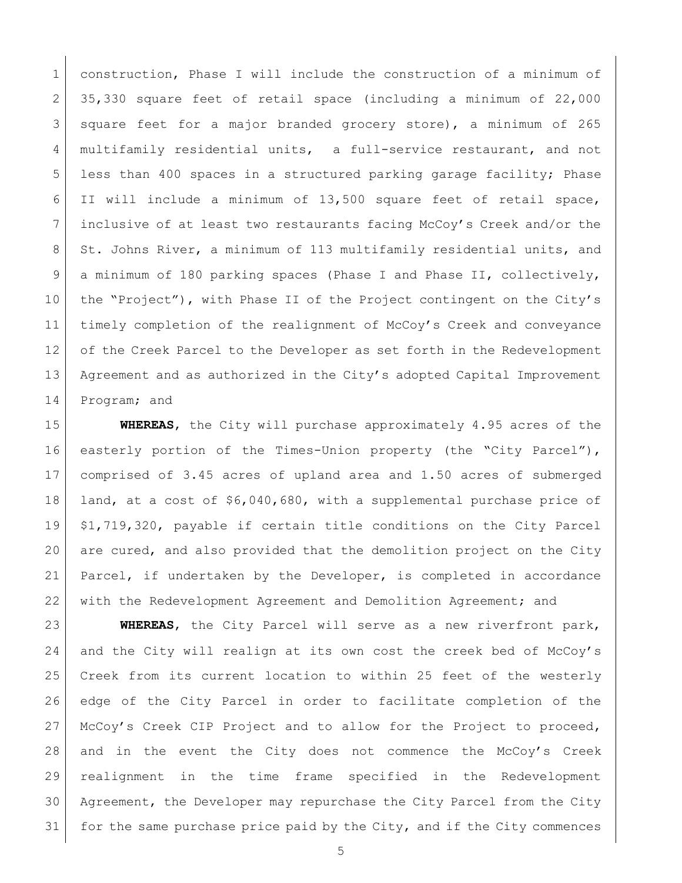construction, Phase I will include the construction of a minimum of 35,330 square feet of retail space (including a minimum of 22,000 square feet for a major branded grocery store), a minimum of 265 multifamily residential units, a full-service restaurant, and not less than 400 spaces in a structured parking garage facility; Phase II will include a minimum of 13,500 square feet of retail space, inclusive of at least two restaurants facing McCoy's Creek and/or the St. Johns River, a minimum of 113 multifamily residential units, and a minimum of 180 parking spaces (Phase I and Phase II, collectively, the "Project"), with Phase II of the Project contingent on the City's timely completion of the realignment of McCoy's Creek and conveyance of the Creek Parcel to the Developer as set forth in the Redevelopment Agreement and as authorized in the City's adopted Capital Improvement Program; and

**WHEREAS**, the City will purchase approximately 4.95 acres of the easterly portion of the Times-Union property (the "City Parcel"), comprised of 3.45 acres of upland area and 1.50 acres of submerged land, at a cost of $6,040,680, with a supplemental purchase price of $1,719,320, payable if certain title conditions on the City Parcel are cured, and also provided that the demolition project on the City Parcel, if undertaken by the Developer, is completed in accordance with the Redevelopment Agreement and Demolition Agreement; and

**WHEREAS**, the City Parcel will serve as a new riverfront park, and the City will realign at its own cost the creek bed of McCoy's Creek from its current location to within 25 feet of the westerly edge of the City Parcel in order to facilitate completion of the McCoy's Creek CIP Project and to allow for the Project to proceed, and in the event the City does not commence the McCoy's Creek realignment in the time frame specified in the Redevelopment Agreement, the Developer may repurchase the City Parcel from the City for the same purchase price paid by the City, and if the City commences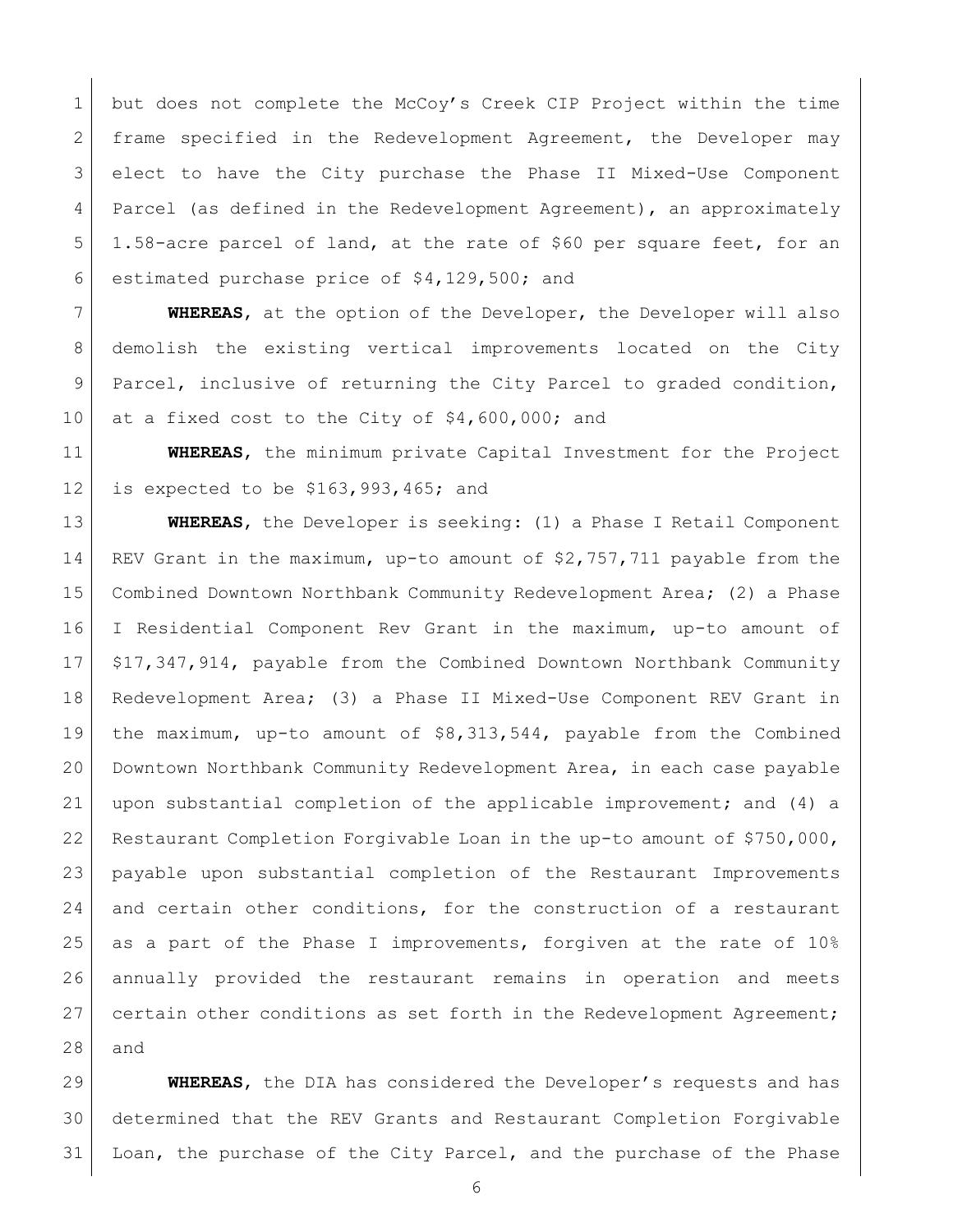but does not complete the McCoy's Creek CIP Project within the time frame specified in the Redevelopment Agreement, the Developer may elect to have the City purchase the Phase II Mixed-Use Component Parcel (as defined in the Redevelopment Agreement), an approximately 1.58-acre parcel of land, at the rate of $60 per square feet, for an estimated purchase price of $4,129,500; and

**WHEREAS**, at the option of the Developer, the Developer will also demolish the existing vertical improvements located on the City Parcel, inclusive of returning the City Parcel to graded condition, at a fixed cost to the City of $4,600,000; and

**WHEREAS**, the minimum private Capital Investment for the Project is expected to be $163,993,465; and

**WHEREAS**, the Developer is seeking: (1) a Phase I Retail Component REV Grant in the maximum, up-to amount of $2,757,711 payable from the Combined Downtown Northbank Community Redevelopment Area; (2) a Phase I Residential Component Rev Grant in the maximum, up-to amount of $17,347,914, payable from the Combined Downtown Northbank Community Redevelopment Area; (3) a Phase II Mixed-Use Component REV Grant in the maximum, up-to amount of $8,313,544, payable from the Combined Downtown Northbank Community Redevelopment Area, in each case payable upon substantial completion of the applicable improvement; and (4) a Restaurant Completion Forgivable Loan in the up-to amount of $750,000, payable upon substantial completion of the Restaurant Improvements and certain other conditions, for the construction of a restaurant as a part of the Phase I improvements, forgiven at the rate of 10% annually provided the restaurant remains in operation and meets certain other conditions as set forth in the Redevelopment Agreement; and

**WHEREAS**, the DIA has considered the Developer's requests and has determined that the REV Grants and Restaurant Completion Forgivable Loan, the purchase of the City Parcel, and the purchase of the Phase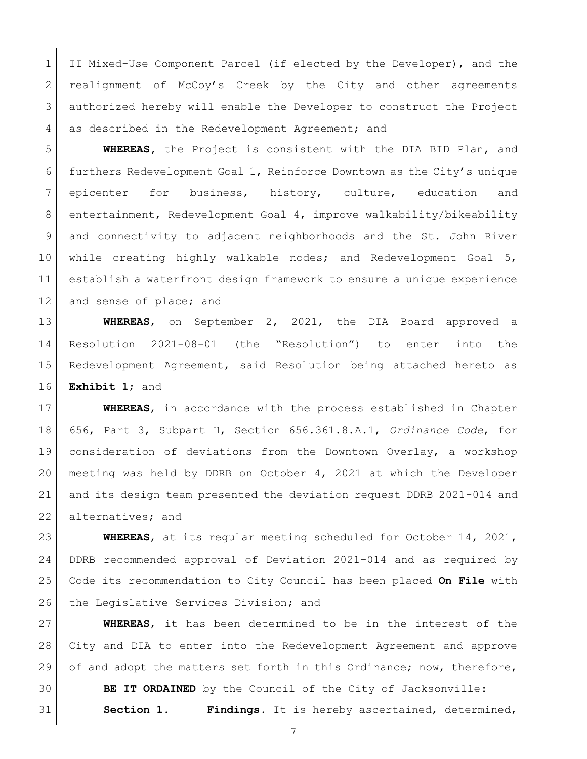II Mixed-Use Component Parcel (if elected by the Developer), and the realignment of McCoy's Creek by the City and other agreements authorized hereby will enable the Developer to construct the Project as described in the Redevelopment Agreement; and

**WHEREAS**, the Project is consistent with the DIA BID Plan, and furthers Redevelopment Goal 1, Reinforce Downtown as the City's unique epicenter for business, history, culture, education and entertainment, Redevelopment Goal 4, improve walkability/bikeability and connectivity to adjacent neighborhoods and the St. John River while creating highly walkable nodes; and Redevelopment Goal 5, establish a waterfront design framework to ensure a unique experience and sense of place; and

**WHEREAS**, on September 2, 2021, the DIA Board approved a Resolution 2021-08-01 (the "Resolution") to enter into the Redevelopment Agreement, said Resolution being attached hereto as **Exhibit 1**; and

**WHEREAS**, in accordance with the process established in Chapter 656, Part 3, Subpart H, Section 656.361.8.A.1, *Ordinance Code*, for consideration of deviations from the Downtown Overlay, a workshop meeting was held by DDRB on October 4, 2021 at which the Developer and its design team presented the deviation request DDRB 2021-014 and alternatives; and

**WHEREAS**, at its regular meeting scheduled for October 14, 2021, DDRB recommended approval of Deviation 2021-014 and as required by Code its recommendation to City Council has been placed **On File** with the Legislative Services Division; and

**WHEREAS**, it has been determined to be in the interest of the City and DIA to enter into the Redevelopment Agreement and approve of and adopt the matters set forth in this Ordinance; now, therefore,

**BE IT ORDAINED** by the Council of the City of Jacksonville:

**Section 1. Findings.** It is hereby ascertained, determined,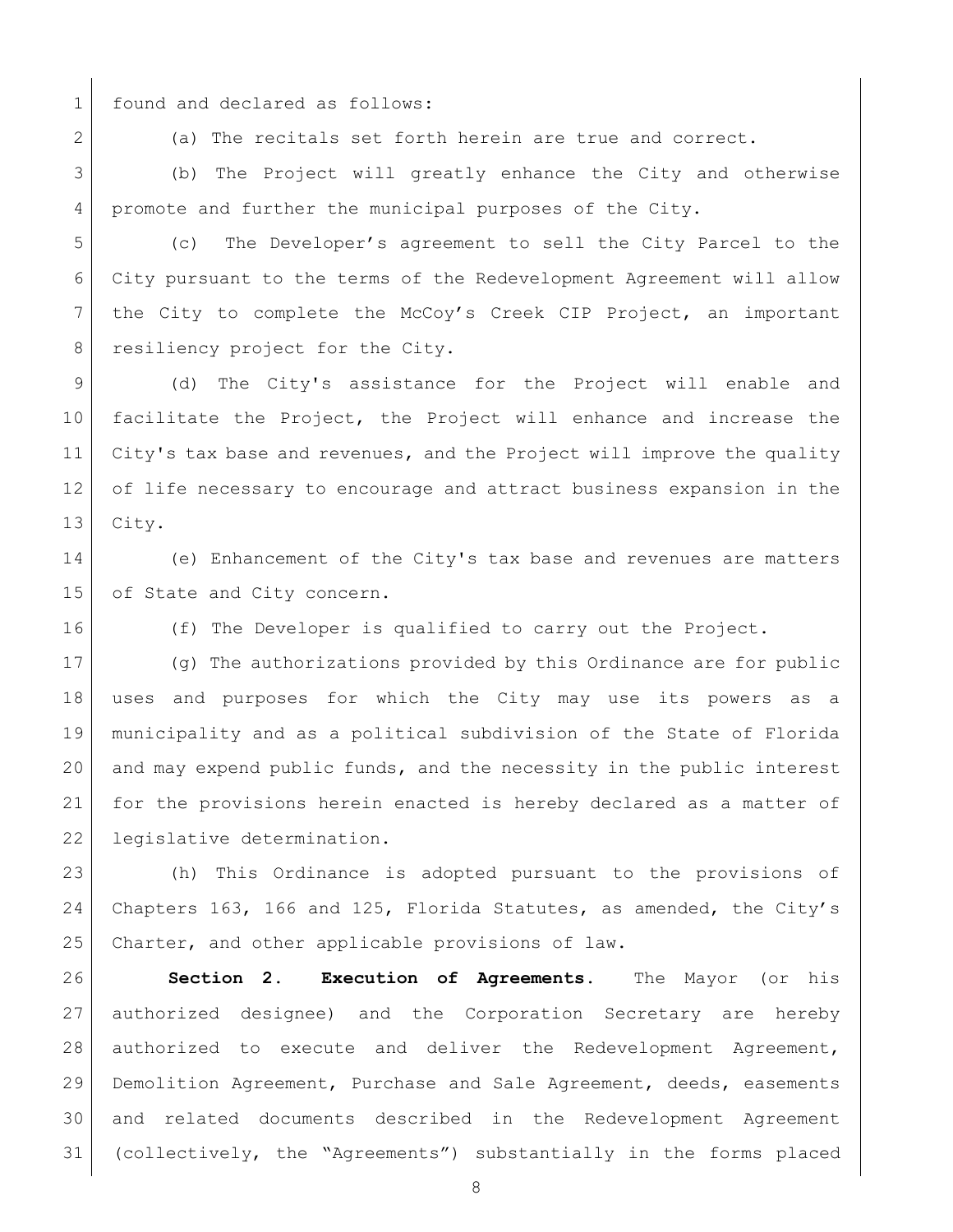found and declared as follows:

(a) The recitals set forth herein are true and correct.

(b) The Project will greatly enhance the City and otherwise promote and further the municipal purposes of the City.

(c) The Developer's agreement to sell the City Parcel to the City pursuant to the terms of the Redevelopment Agreement will allow the City to complete the McCoy's Creek CIP Project, an important resiliency project for the City.

(d) The City's assistance for the Project will enable and facilitate the Project, the Project will enhance and increase the City's tax base and revenues, and the Project will improve the quality of life necessary to encourage and attract business expansion in the City.

(e) Enhancement of the City's tax base and revenues are matters of State and City concern.

(f) The Developer is qualified to carry out the Project.

(g) The authorizations provided by this Ordinance are for public uses and purposes for which the City may use its powers as a municipality and as a political subdivision of the State of Florida and may expend public funds, and the necessity in the public interest for the provisions herein enacted is hereby declared as a matter of legislative determination.

(h) This Ordinance is adopted pursuant to the provisions of Chapters 163, 166 and 125, Florida Statutes, as amended, the City's Charter, and other applicable provisions of law.

**Section 2. Execution of Agreements.** The Mayor (or his authorized designee) and the Corporation Secretary are hereby authorized to execute and deliver the Redevelopment Agreement, Demolition Agreement, Purchase and Sale Agreement, deeds, easements and related documents described in the Redevelopment Agreement (collectively, the "Agreements") substantially in the forms placed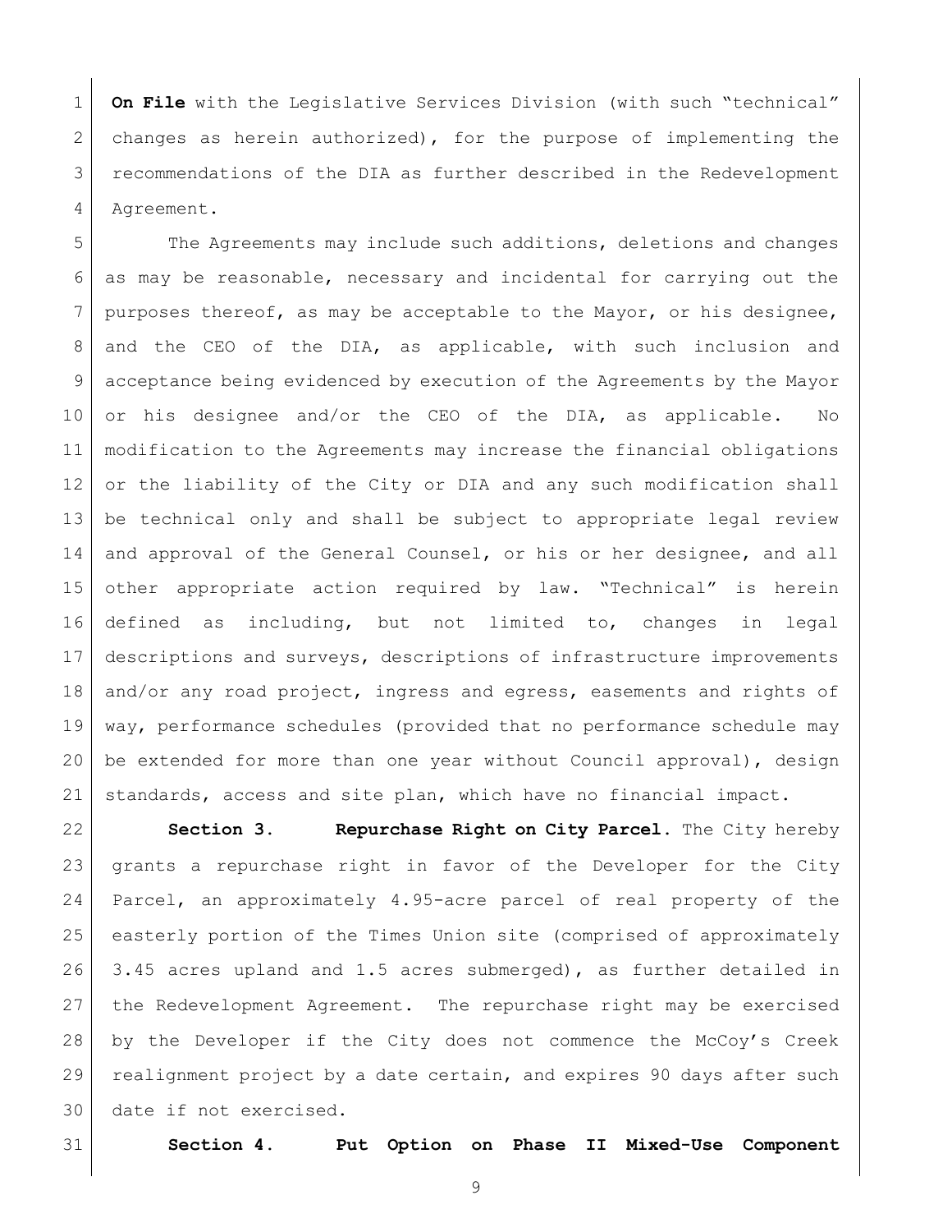**On File** with the Legislative Services Division (with such "technical" changes as herein authorized), for the purpose of implementing the recommendations of the DIA as further described in the Redevelopment Agreement.

The Agreements may include such additions, deletions and changes as may be reasonable, necessary and incidental for carrying out the purposes thereof, as may be acceptable to the Mayor, or his designee, and the CEO of the DIA, as applicable, with such inclusion and acceptance being evidenced by execution of the Agreements by the Mayor or his designee and/or the CEO of the DIA, as applicable. No modification to the Agreements may increase the financial obligations or the liability of the City or DIA and any such modification shall be technical only and shall be subject to appropriate legal review and approval of the General Counsel, or his or her designee, and all other appropriate action required by law. "Technical" is herein defined as including, but not limited to, changes in legal descriptions and surveys, descriptions of infrastructure improvements and/or any road project, ingress and egress, easements and rights of way, performance schedules (provided that no performance schedule may be extended for more than one year without Council approval), design standards, access and site plan, which have no financial impact.

**Section 3. Repurchase Right on City Parcel.** The City hereby grants a repurchase right in favor of the Developer for the City Parcel, an approximately 4.95-acre parcel of real property of the easterly portion of the Times Union site (comprised of approximately 3.45 acres upland and 1.5 acres submerged), as further detailed in the Redevelopment Agreement. The repurchase right may be exercised by the Developer if the City does not commence the McCoy's Creek realignment project by a date certain, and expires 90 days after such date if not exercised.

**Section 4. Put Option on Phase II Mixed-Use Component**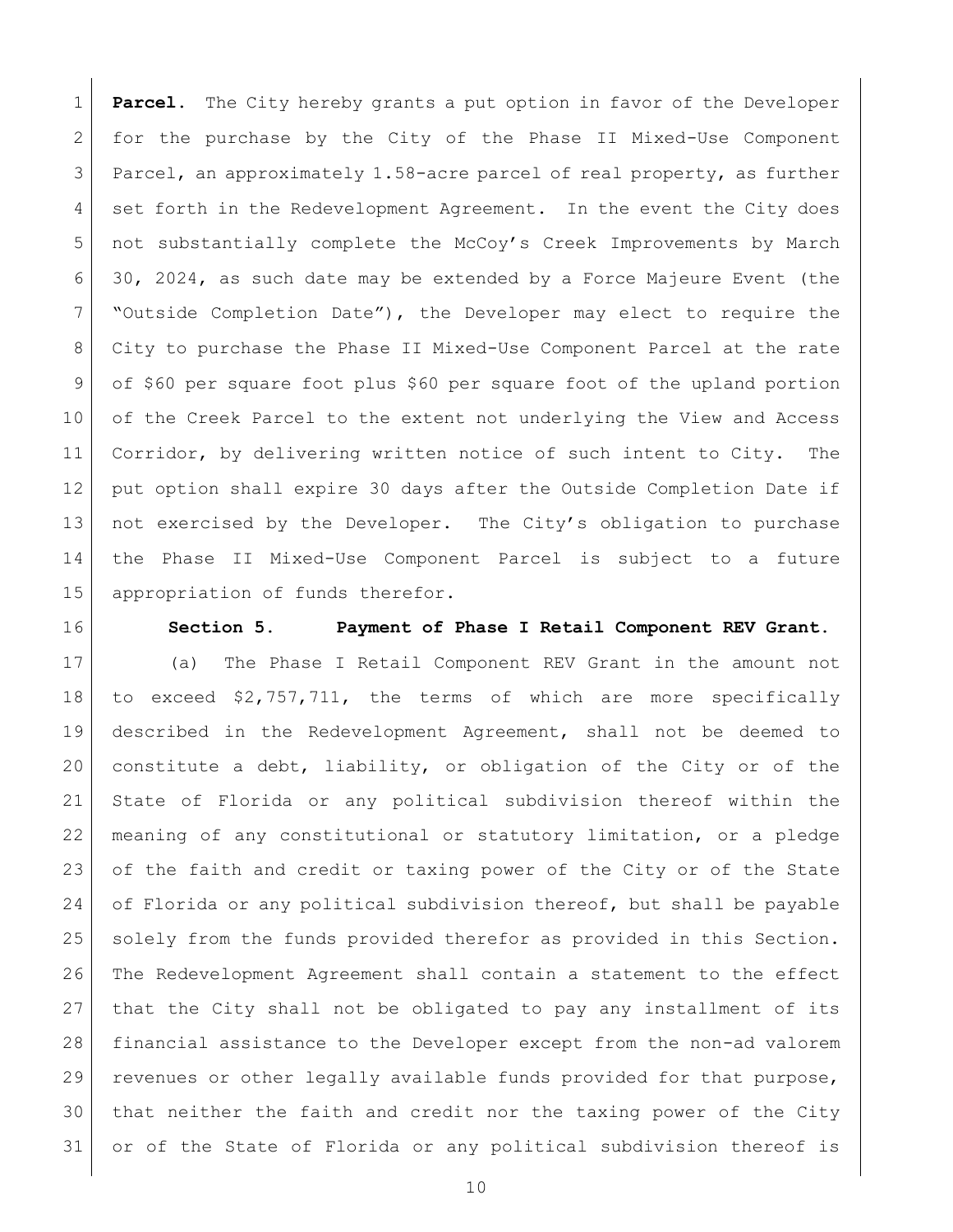**Parcel**. The City hereby grants a put option in favor of the Developer for the purchase by the City of the Phase II Mixed-Use Component Parcel, an approximately 1.58-acre parcel of real property, as further set forth in the Redevelopment Agreement. In the event the City does not substantially complete the McCoy's Creek Improvements by March 30, 2024, as such date may be extended by a Force Majeure Event (the "Outside Completion Date"), the Developer may elect to require the City to purchase the Phase II Mixed-Use Component Parcel at the rate of $60 per square foot plus $60 per square foot of the upland portion of the Creek Parcel to the extent not underlying the View and Access Corridor, by delivering written notice of such intent to City. The put option shall expire 30 days after the Outside Completion Date if not exercised by the Developer. The City's obligation to purchase the Phase II Mixed-Use Component Parcel is subject to a future appropriation of funds therefor.

**Section 5. Payment of Phase I Retail Component REV Grant.**

(a) The Phase I Retail Component REV Grant in the amount not to exceed $2,757,711, the terms of which are more specifically described in the Redevelopment Agreement, shall not be deemed to constitute a debt, liability, or obligation of the City or of the State of Florida or any political subdivision thereof within the meaning of any constitutional or statutory limitation, or a pledge of the faith and credit or taxing power of the City or of the State of Florida or any political subdivision thereof, but shall be payable solely from the funds provided therefor as provided in this Section. The Redevelopment Agreement shall contain a statement to the effect that the City shall not be obligated to pay any installment of its financial assistance to the Developer except from the non-ad valorem revenues or other legally available funds provided for that purpose, that neither the faith and credit nor the taxing power of the City or of the State of Florida or any political subdivision thereof is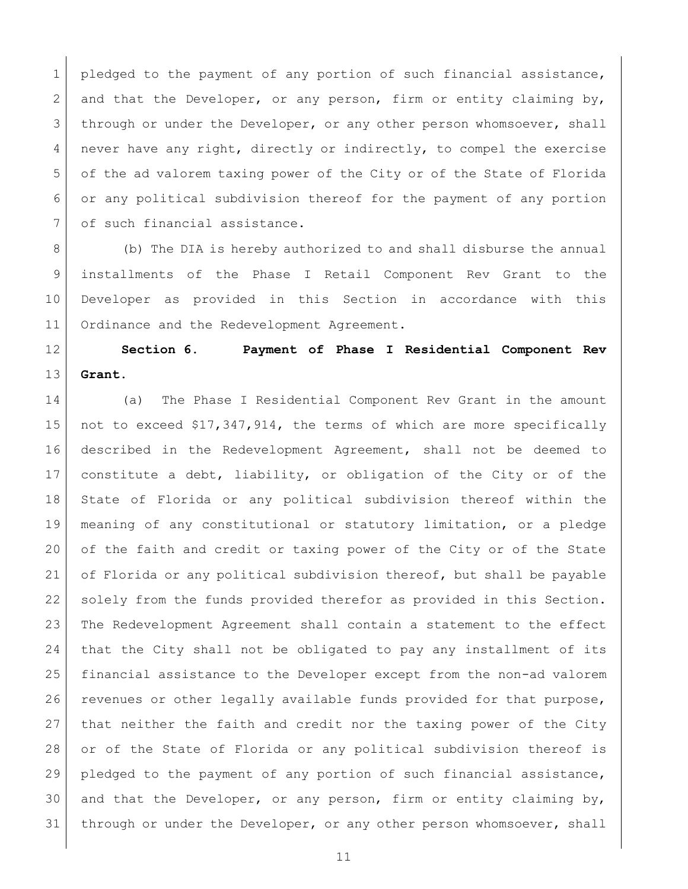pledged to the payment of any portion of such financial assistance, and that the Developer, or any person, firm or entity claiming by, through or under the Developer, or any other person whomsoever, shall never have any right, directly or indirectly, to compel the exercise of the ad valorem taxing power of the City or of the State of Florida or any political subdivision thereof for the payment of any portion of such financial assistance.

(b) The DIA is hereby authorized to and shall disburse the annual installments of the Phase I Retail Component Rev Grant to the Developer as provided in this Section in accordance with this Ordinance and the Redevelopment Agreement.

**Section 6. Payment of Phase I Residential Component Rev Grant.**

(a) The Phase I Residential Component Rev Grant in the amount not to exceed $17,347,914, the terms of which are more specifically described in the Redevelopment Agreement, shall not be deemed to constitute a debt, liability, or obligation of the City or of the State of Florida or any political subdivision thereof within the meaning of any constitutional or statutory limitation, or a pledge of the faith and credit or taxing power of the City or of the State of Florida or any political subdivision thereof, but shall be payable solely from the funds provided therefor as provided in this Section. The Redevelopment Agreement shall contain a statement to the effect that the City shall not be obligated to pay any installment of its financial assistance to the Developer except from the non-ad valorem revenues or other legally available funds provided for that purpose, that neither the faith and credit nor the taxing power of the City or of the State of Florida or any political subdivision thereof is pledged to the payment of any portion of such financial assistance, and that the Developer, or any person, firm or entity claiming by, through or under the Developer, or any other person whomsoever, shall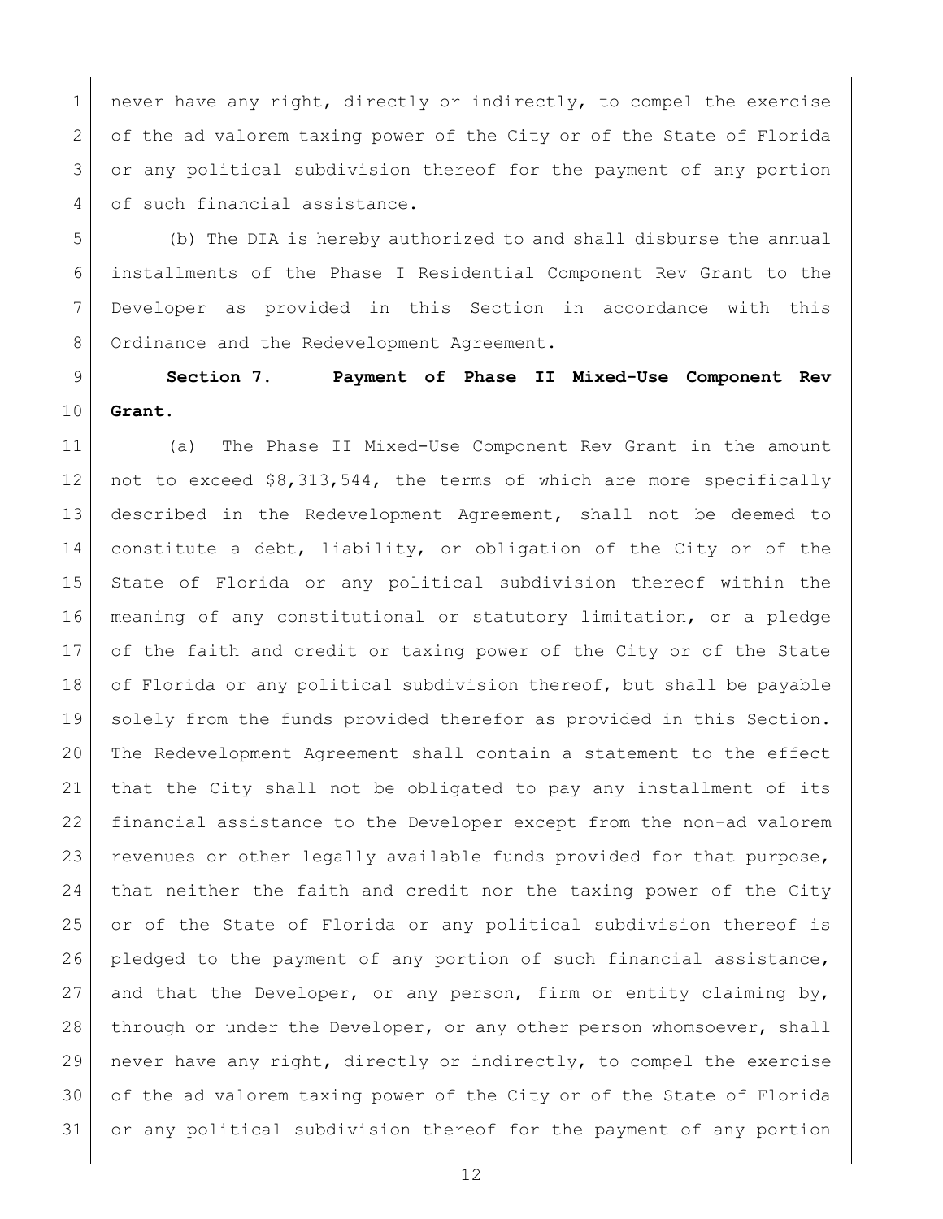never have any right, directly or indirectly, to compel the exercise of the ad valorem taxing power of the City or of the State of Florida or any political subdivision thereof for the payment of any portion of such financial assistance.

(b) The DIA is hereby authorized to and shall disburse the annual installments of the Phase I Residential Component Rev Grant to the Developer as provided in this Section in accordance with this Ordinance and the Redevelopment Agreement.

**Section 7. Payment of Phase II Mixed-Use Component Rev Grant.**

(a) The Phase II Mixed-Use Component Rev Grant in the amount not to exceed $8,313,544, the terms of which are more specifically described in the Redevelopment Agreement, shall not be deemed to constitute a debt, liability, or obligation of the City or of the State of Florida or any political subdivision thereof within the meaning of any constitutional or statutory limitation, or a pledge of the faith and credit or taxing power of the City or of the State of Florida or any political subdivision thereof, but shall be payable solely from the funds provided therefor as provided in this Section. The Redevelopment Agreement shall contain a statement to the effect that the City shall not be obligated to pay any installment of its financial assistance to the Developer except from the non-ad valorem revenues or other legally available funds provided for that purpose, that neither the faith and credit nor the taxing power of the City or of the State of Florida or any political subdivision thereof is pledged to the payment of any portion of such financial assistance, and that the Developer, or any person, firm or entity claiming by, through or under the Developer, or any other person whomsoever, shall never have any right, directly or indirectly, to compel the exercise of the ad valorem taxing power of the City or of the State of Florida or any political subdivision thereof for the payment of any portion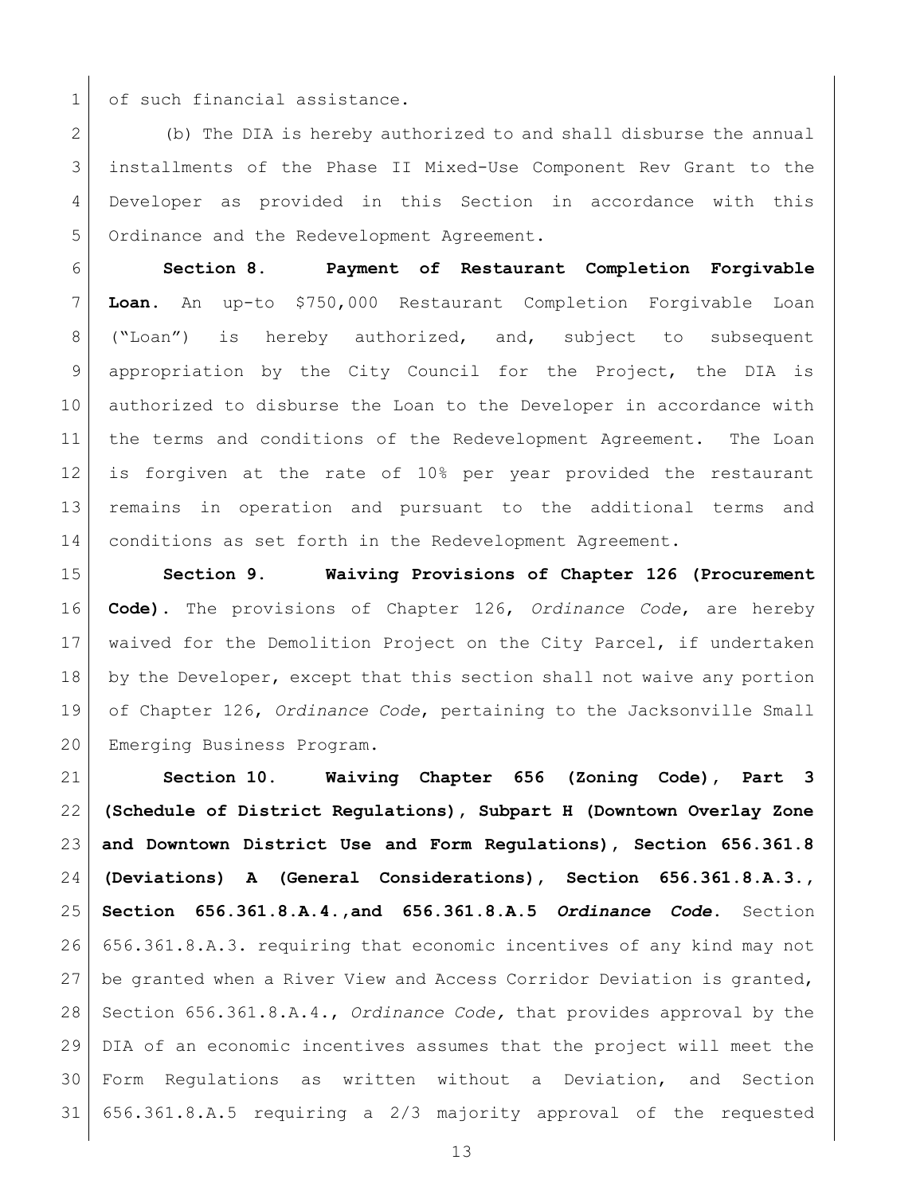of such financial assistance.

(b) The DIA is hereby authorized to and shall disburse the annual installments of the Phase II Mixed-Use Component Rev Grant to the Developer as provided in this Section in accordance with this Ordinance and the Redevelopment Agreement.

**Section 8. Payment of Restaurant Completion Forgivable Loan.** An up-to $750,000 Restaurant Completion Forgivable Loan ("Loan") is hereby authorized, and, subject to subsequent appropriation by the City Council for the Project, the DIA is authorized to disburse the Loan to the Developer in accordance with the terms and conditions of the Redevelopment Agreement. The Loan is forgiven at the rate of 10% per year provided the restaurant remains in operation and pursuant to the additional terms and conditions as set forth in the Redevelopment Agreement.

**Section 9. Waiving Provisions of Chapter 126 (Procurement Code).** The provisions of Chapter 126, *Ordinance Code*, are hereby waived for the Demolition Project on the City Parcel, if undertaken by the Developer, except that this section shall not waive any portion of Chapter 126, *Ordinance Code*, pertaining to the Jacksonville Small Emerging Business Program.

**Section 10. Waiving Chapter 656 (Zoning Code), Part 3 (Schedule of District Regulations), Subpart H (Downtown Overlay Zone and Downtown District Use and Form Regulations), Section 656.361.8 (Deviations) A (General Considerations), Section 656.361.8.A.3., Section 656.361.8.A.4.,and 656.361.8.A.5 *Ordinance Code*.** Section 656.361.8.A.3. requiring that economic incentives of any kind may not be granted when a River View and Access Corridor Deviation is granted, Section 656.361.8.A.4., *Ordinance Code,* that provides approval by the DIA of an economic incentives assumes that the project will meet the Form Regulations as written without a Deviation, and Section 656.361.8.A.5 requiring a 2/3 majority approval of the requested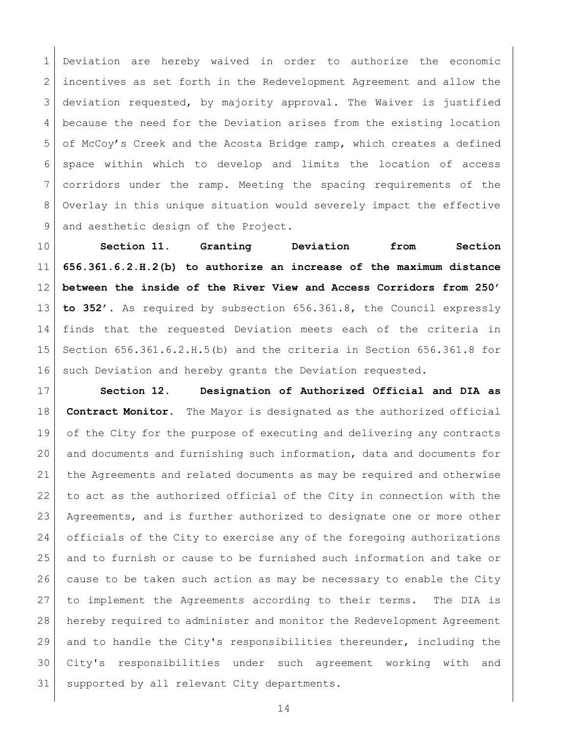Deviation are hereby waived in order to authorize the economic incentives as set forth in the Redevelopment Agreement and allow the deviation requested, by majority approval. The Waiver is justified because the need for the Deviation arises from the existing location of McCoy's Creek and the Acosta Bridge ramp, which creates a defined space within which to develop and limits the location of access corridors under the ramp. Meeting the spacing requirements of the Overlay in this unique situation would severely impact the effective and aesthetic design of the Project.

**Section 11. Granting Deviation from Section 656.361.6.2.H.2(b) to authorize an increase of the maximum distance between the inside of the River View and Access Corridors from 250' to 352'.** As required by subsection 656.361.8, the Council expressly finds that the requested Deviation meets each of the criteria in Section 656.361.6.2.H.5(b) and the criteria in Section 656.361.8 for such Deviation and hereby grants the Deviation requested.

**Section 12. Designation of Authorized Official and DIA as Contract Monitor.** The Mayor is designated as the authorized official of the City for the purpose of executing and delivering any contracts and documents and furnishing such information, data and documents for the Agreements and related documents as may be required and otherwise to act as the authorized official of the City in connection with the Agreements, and is further authorized to designate one or more other officials of the City to exercise any of the foregoing authorizations and to furnish or cause to be furnished such information and take or cause to be taken such action as may be necessary to enable the City to implement the Agreements according to their terms. The DIA is hereby required to administer and monitor the Redevelopment Agreement and to handle the City's responsibilities thereunder, including the City's responsibilities under such agreement working with and supported by all relevant City departments.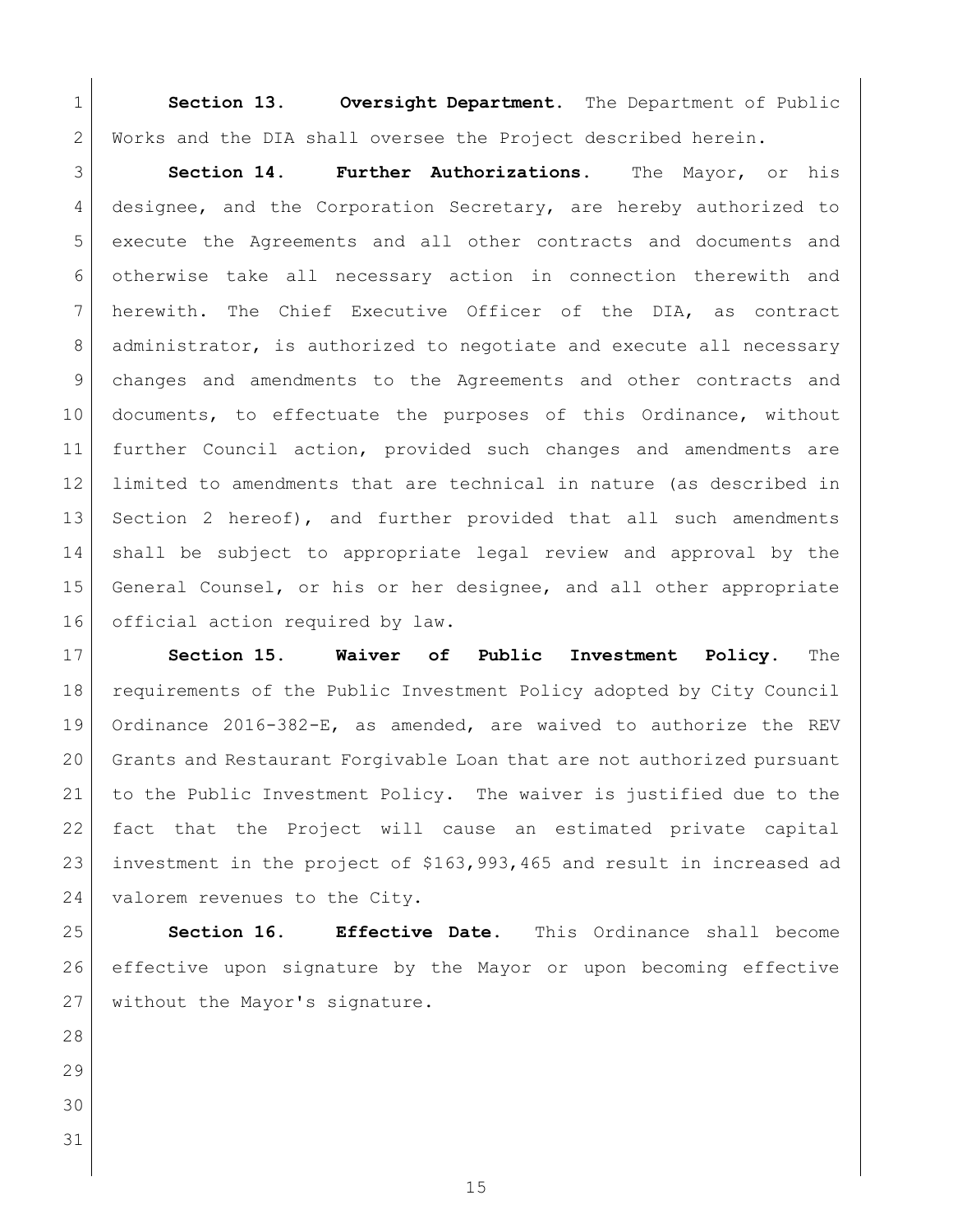**Section 13. Oversight Department.** The Department of Public Works and the DIA shall oversee the Project described herein.

**Section 14. Further Authorizations.** The Mayor, or his designee, and the Corporation Secretary, are hereby authorized to execute the Agreements and all other contracts and documents and otherwise take all necessary action in connection therewith and herewith. The Chief Executive Officer of the DIA, as contract administrator, is authorized to negotiate and execute all necessary changes and amendments to the Agreements and other contracts and documents, to effectuate the purposes of this Ordinance, without further Council action, provided such changes and amendments are limited to amendments that are technical in nature (as described in Section 2 hereof), and further provided that all such amendments shall be subject to appropriate legal review and approval by the General Counsel, or his or her designee, and all other appropriate official action required by law.

**Section 15. Waiver of Public Investment Policy.** The requirements of the Public Investment Policy adopted by City Council Ordinance 2016-382-E, as amended, are waived to authorize the REV Grants and Restaurant Forgivable Loan that are not authorized pursuant to the Public Investment Policy. The waiver is justified due to the fact that the Project will cause an estimated private capital investment in the project of $163,993,465 and result in increased ad valorem revenues to the City.

**Section 16. Effective Date.** This Ordinance shall become effective upon signature by the Mayor or upon becoming effective without the Mayor's signature.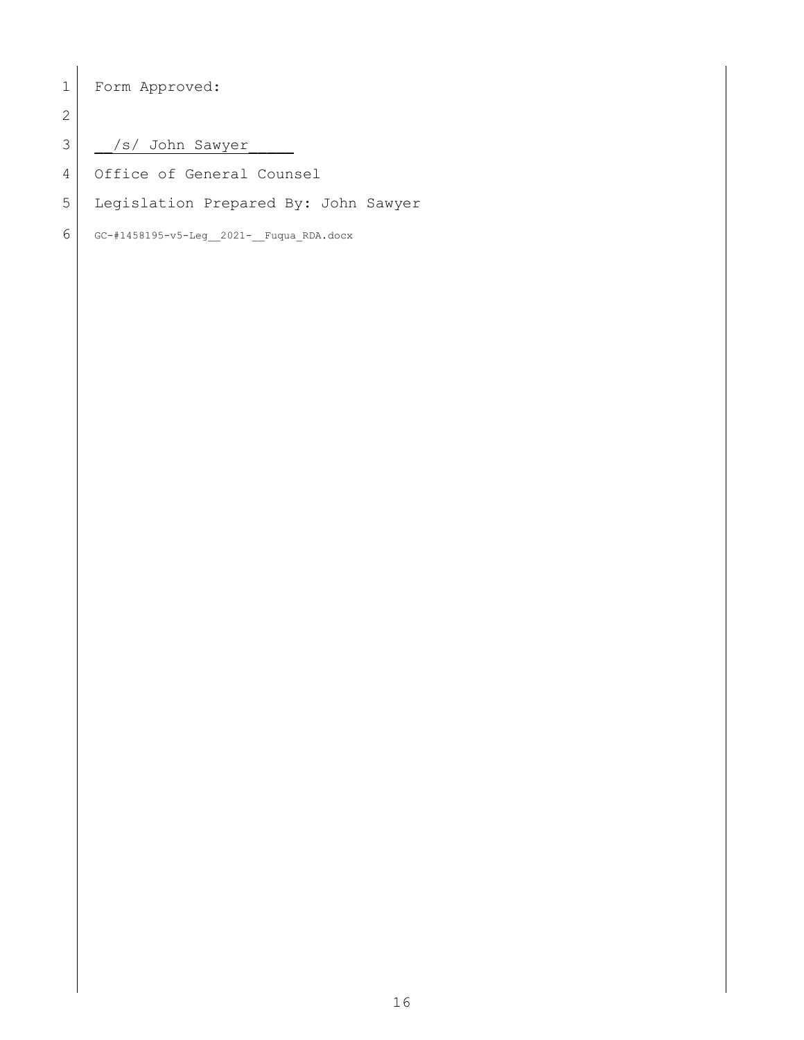Form Approved:

__/s/ John Sawyer_____

Office of General Counsel

Legislation Prepared By: John Sawyer

GC-#1458195-v5-Leg__2021-__Fuqua_RDA.docx